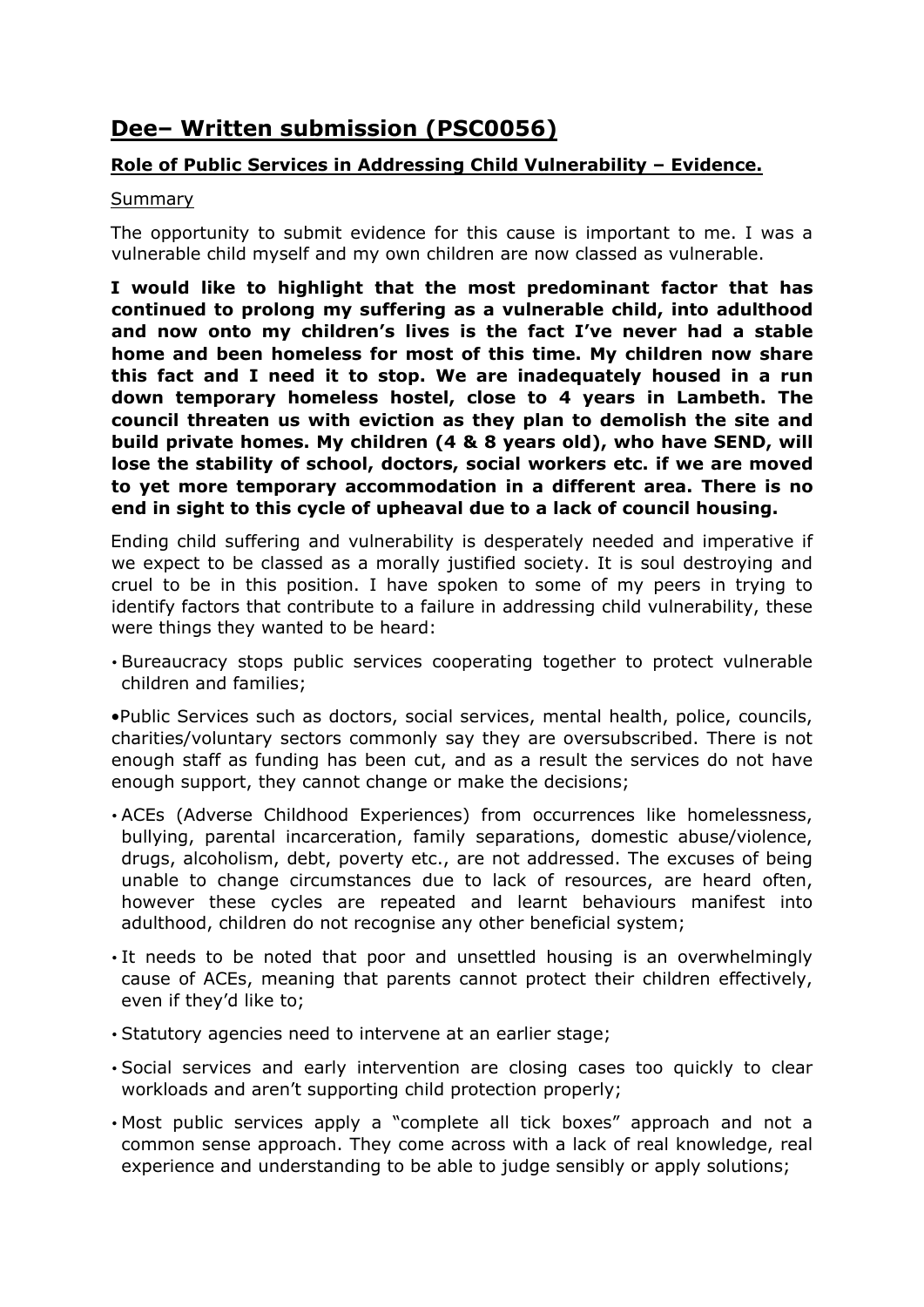# Dee– Written submission (PSC0056)

## Role of Public Services in Addressing Child Vulnerability – Evidence.

Summary

The opportunity to submit evidence for this cause is important to me. I was a vulnerable child myself and my own children are now classed as vulnerable.

**I would like to highlight that the most predominant factor that has continued to prolong my suffering as a vulnerable child, into adulthood and now onto my children's lives is the fact I've never had a stable home and been homeless for most of this time. My children now share this fact and I need it to stop. We are inadequately housed in a run down temporary homeless hostel, close to 4 years in Lambeth. The council threaten us with eviction as they plan to demolish the site and build private homes. My children (4 & 8 years old), who have SEND, will lose the stability of school, doctors, social workers etc. if we are moved to yet more temporary accommodation in a different area. There is no end in sight to this cycle of upheaval due to a lack of council housing.**

Ending child suffering and vulnerability is desperately needed and imperative if we expect to be classed as a morally justified society. It is soul destroying and cruel to be in this position. I have spoken to some of my peers in trying to identify factors that contribute to a failure in addressing child vulnerability, these were things they wanted to be heard:

- Bureaucracy stops public services cooperating together to protect vulnerable children and families;
- Public Services such as doctors, social services, mental health, police, councils, charities/voluntary sectors commonly say they are oversubscribed. There is not enough staff as funding has been cut, and as a result the services do not have enough support, they cannot change or make the decisions;
- ACEs (Adverse Childhood Experiences) from occurrences like homelessness, bullying, parental incarceration, family separations, domestic abuse/violence, drugs, alcoholism, debt, poverty etc., are not addressed. The excuses of being unable to change circumstances due to lack of resources, are heard often, however these cycles are repeated and learnt behaviours manifest into adulthood, children do not recognise any other beneficial system;
- It needs to be noted that poor and unsettled housing is an overwhelmingly cause of ACEs, meaning that parents cannot protect their children effectively, even if they'd like to;
- Statutory agencies need to intervene at an earlier stage;
- Social services and early intervention are closing cases too quickly to clear workloads and aren't supporting child protection properly;
- Most public services apply a "complete all tick boxes" approach and not a common sense approach. They come across with a lack of real knowledge, real experience and understanding to be able to judge sensibly or apply solutions;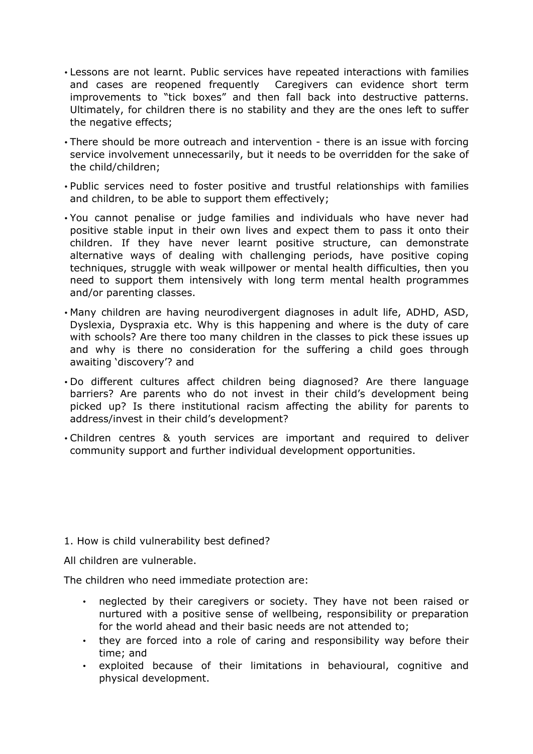- Lessons are not learnt. Public services have repeated interactions with families and cases are reopened frequently  Caregivers can evidence short term improvements to "tick boxes" and then fall back into destructive patterns. Ultimately, for children there is no stability and they are the ones left to suffer the negative effects;
- There should be more outreach and intervention - there is an issue with forcing service involvement unnecessarily, but it needs to be overridden for the sake of the child/children;
- Public services need to foster positive and trustful relationships with families and children, to be able to support them effectively;
- You cannot penalise or judge families and individuals who have never had positive stable input in their own lives and expect them to pass it onto their children. If they have never learnt positive structure, can demonstrate alternative ways of dealing with challenging periods, have positive coping techniques, struggle with weak willpower or mental health difficulties, then you need to support them intensively with long term mental health programmes and/or parenting classes.
- Many children are having neurodivergent diagnoses in adult life, ADHD, ASD, Dyslexia, Dyspraxia etc. Why is this happening and where is the duty of care with schools? Are there too many children in the classes to pick these issues up and why is there no consideration for the suffering a child goes through awaiting 'discovery'? and
- Do different cultures affect children being diagnosed? Are there language barriers? Are parents who do not invest in their child's development being picked up? Is there institutional racism affecting the ability for parents to address/invest in their child's development?
- Children centres & youth services are important and required to deliver community support and further individual development opportunities.

1. How is child vulnerability best defined?

All children are vulnerable.

The children who need immediate protection are:

- neglected by their caregivers or society. They have not been raised or nurtured with a positive sense of wellbeing, responsibility or preparation for the world ahead and their basic needs are not attended to;
- they are forced into a role of caring and responsibility way before their time; and
- exploited because of their limitations in behavioural, cognitive and physical development.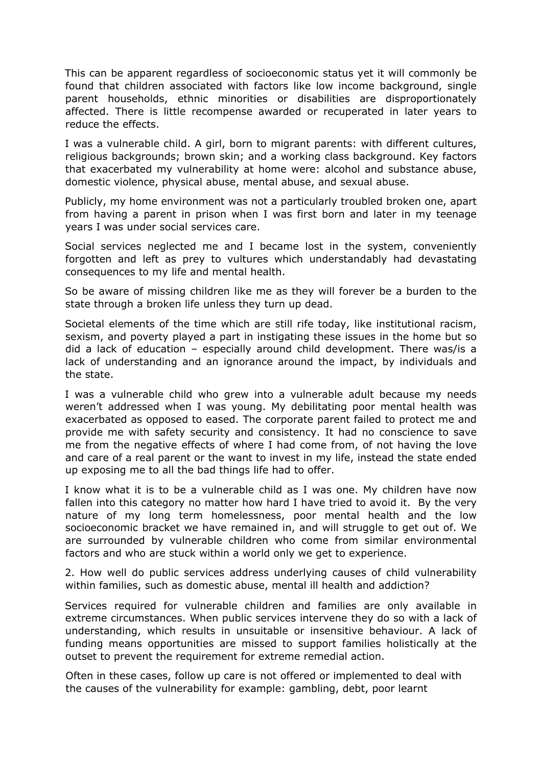This can be apparent regardless of socioeconomic status yet it will commonly be found that children associated with factors like low income background, single parent households, ethnic minorities or disabilities are disproportionately affected. There is little recompense awarded or recuperated in later years to reduce the effects.

I was a vulnerable child. A girl, born to migrant parents: with different cultures, religious backgrounds; brown skin; and a working class background. Key factors that exacerbated my vulnerability at home were: alcohol and substance abuse, domestic violence, physical abuse, mental abuse, and sexual abuse.

Publicly, my home environment was not a particularly troubled broken one, apart from having a parent in prison when I was first born and later in my teenage years I was under social services care.

Social services neglected me and I became lost in the system, conveniently forgotten and left as prey to vultures which understandably had devastating consequences to my life and mental health.

So be aware of missing children like me as they will forever be a burden to the state through a broken life unless they turn up dead.

Societal elements of the time which are still rife today, like institutional racism, sexism, and poverty played a part in instigating these issues in the home but so did a lack of education – especially around child development. There was/is a lack of understanding and an ignorance around the impact, by individuals and the state.

I was a vulnerable child who grew into a vulnerable adult because my needs weren't addressed when I was young. My debilitating poor mental health was exacerbated as opposed to eased. The corporate parent failed to protect me and provide me with safety security and consistency. It had no conscience to save me from the negative effects of where I had come from, of not having the love and care of a real parent or the want to invest in my life, instead the state ended up exposing me to all the bad things life had to offer.

I know what it is to be a vulnerable child as I was one. My children have now fallen into this category no matter how hard I have tried to avoid it. By the very nature of my long term homelessness, poor mental health and the low socioeconomic bracket we have remained in, and will struggle to get out of. We are surrounded by vulnerable children who come from similar environmental factors and who are stuck within a world only we get to experience.

2. How well do public services address underlying causes of child vulnerability within families, such as domestic abuse, mental ill health and addiction?

Services required for vulnerable children and families are only available in extreme circumstances. When public services intervene they do so with a lack of understanding, which results in unsuitable or insensitive behaviour. A lack of funding means opportunities are missed to support families holistically at the outset to prevent the requirement for extreme remedial action.

Often in these cases, follow up care is not offered or implemented to deal with the causes of the vulnerability for example: gambling, debt, poor learnt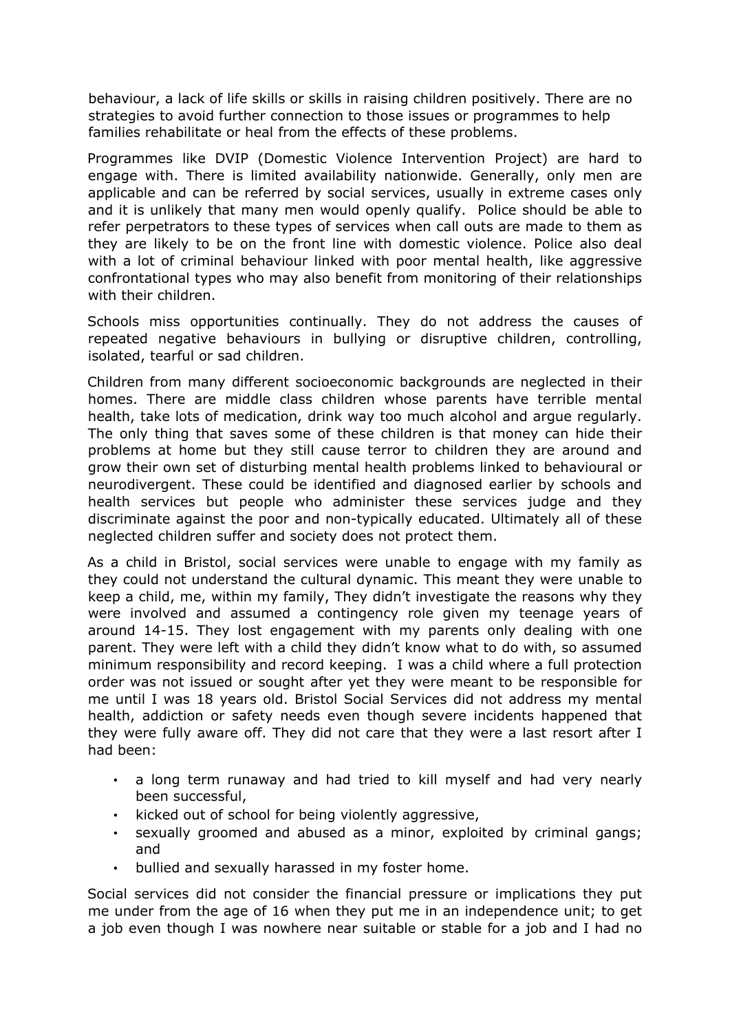behaviour, a lack of life skills or skills in raising children positively. There are no strategies to avoid further connection to those issues or programmes to help families rehabilitate or heal from the effects of these problems.

Programmes like DVIP (Domestic Violence Intervention Project) are hard to engage with. There is limited availability nationwide. Generally, only men are applicable and can be referred by social services, usually in extreme cases only and it is unlikely that many men would openly qualify. Police should be able to refer perpetrators to these types of services when call outs are made to them as they are likely to be on the front line with domestic violence. Police also deal with a lot of criminal behaviour linked with poor mental health, like aggressive confrontational types who may also benefit from monitoring of their relationships with their children.

Schools miss opportunities continually. They do not address the causes of repeated negative behaviours in bullying or disruptive children, controlling, isolated, tearful or sad children.

Children from many different socioeconomic backgrounds are neglected in their homes. There are middle class children whose parents have terrible mental health, take lots of medication, drink way too much alcohol and argue regularly. The only thing that saves some of these children is that money can hide their problems at home but they still cause terror to children they are around and grow their own set of disturbing mental health problems linked to behavioural or neurodivergent. These could be identified and diagnosed earlier by schools and health services but people who administer these services judge and they discriminate against the poor and non-typically educated. Ultimately all of these neglected children suffer and society does not protect them.

As a child in Bristol, social services were unable to engage with my family as they could not understand the cultural dynamic. This meant they were unable to keep a child, me, within my family, They didn't investigate the reasons why they were involved and assumed a contingency role given my teenage years of around 14-15. They lost engagement with my parents only dealing with one parent. They were left with a child they didn't know what to do with, so assumed minimum responsibility and record keeping. I was a child where a full protection order was not issued or sought after yet they were meant to be responsible for me until I was 18 years old. Bristol Social Services did not address my mental health, addiction or safety needs even though severe incidents happened that they were fully aware off. They did not care that they were a last resort after I had been:

- a long term runaway and had tried to kill myself and had very nearly been successful,
- kicked out of school for being violently aggressive,
- sexually groomed and abused as a minor, exploited by criminal gangs; and
- bullied and sexually harassed in my foster home.

Social services did not consider the financial pressure or implications they put me under from the age of 16 when they put me in an independence unit; to get a job even though I was nowhere near suitable or stable for a job and I had no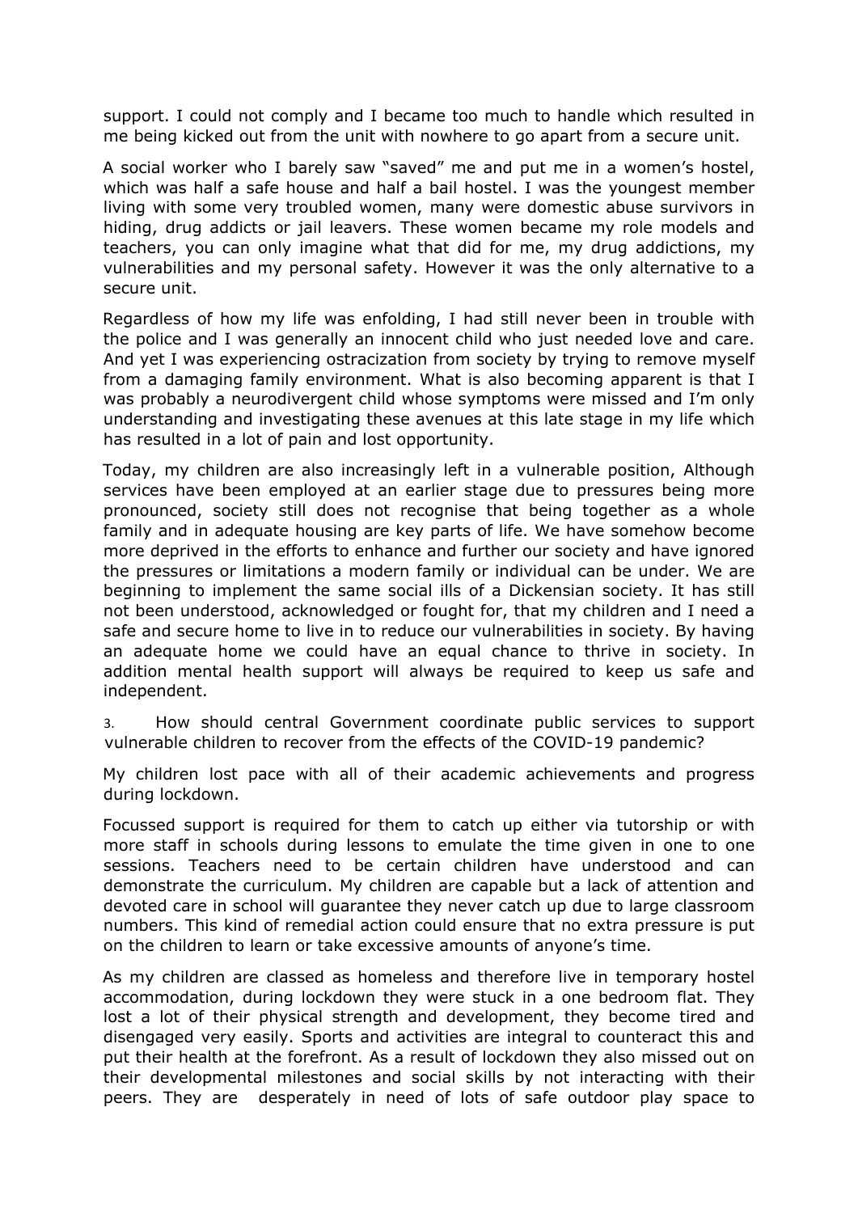support. I could not comply and I became too much to handle which resulted in me being kicked out from the unit with nowhere to go apart from a secure unit.

A social worker who I barely saw "saved" me and put me in a women's hostel, which was half a safe house and half a bail hostel. I was the youngest member living with some very troubled women, many were domestic abuse survivors in hiding, drug addicts or jail leavers. These women became my role models and teachers, you can only imagine what that did for me, my drug addictions, my vulnerabilities and my personal safety. However it was the only alternative to a secure unit.

Regardless of how my life was enfolding, I had still never been in trouble with the police and I was generally an innocent child who just needed love and care. And yet I was experiencing ostracization from society by trying to remove myself from a damaging family environment. What is also becoming apparent is that I was probably a neurodivergent child whose symptoms were missed and I'm only understanding and investigating these avenues at this late stage in my life which has resulted in a lot of pain and lost opportunity.

Today, my children are also increasingly left in a vulnerable position, Although services have been employed at an earlier stage due to pressures being more pronounced, society still does not recognise that being together as a whole family and in adequate housing are key parts of life. We have somehow become more deprived in the efforts to enhance and further our society and have ignored the pressures or limitations a modern family or individual can be under. We are beginning to implement the same social ills of a Dickensian society. It has still not been understood, acknowledged or fought for, that my children and I need a safe and secure home to live in to reduce our vulnerabilities in society. By having an adequate home we could have an equal chance to thrive in society. In addition mental health support will always be required to keep us safe and independent.

3. How should central Government coordinate public services to support vulnerable children to recover from the effects of the COVID-19 pandemic?

My children lost pace with all of their academic achievements and progress during lockdown.

Focussed support is required for them to catch up either via tutorship or with more staff in schools during lessons to emulate the time given in one to one sessions. Teachers need to be certain children have understood and can demonstrate the curriculum. My children are capable but a lack of attention and devoted care in school will guarantee they never catch up due to large classroom numbers. This kind of remedial action could ensure that no extra pressure is put on the children to learn or take excessive amounts of anyone's time.

As my children are classed as homeless and therefore live in temporary hostel accommodation, during lockdown they were stuck in a one bedroom flat. They lost a lot of their physical strength and development, they become tired and disengaged very easily. Sports and activities are integral to counteract this and put their health at the forefront. As a result of lockdown they also missed out on their developmental milestones and social skills by not interacting with their peers. They are desperately in need of lots of safe outdoor play space to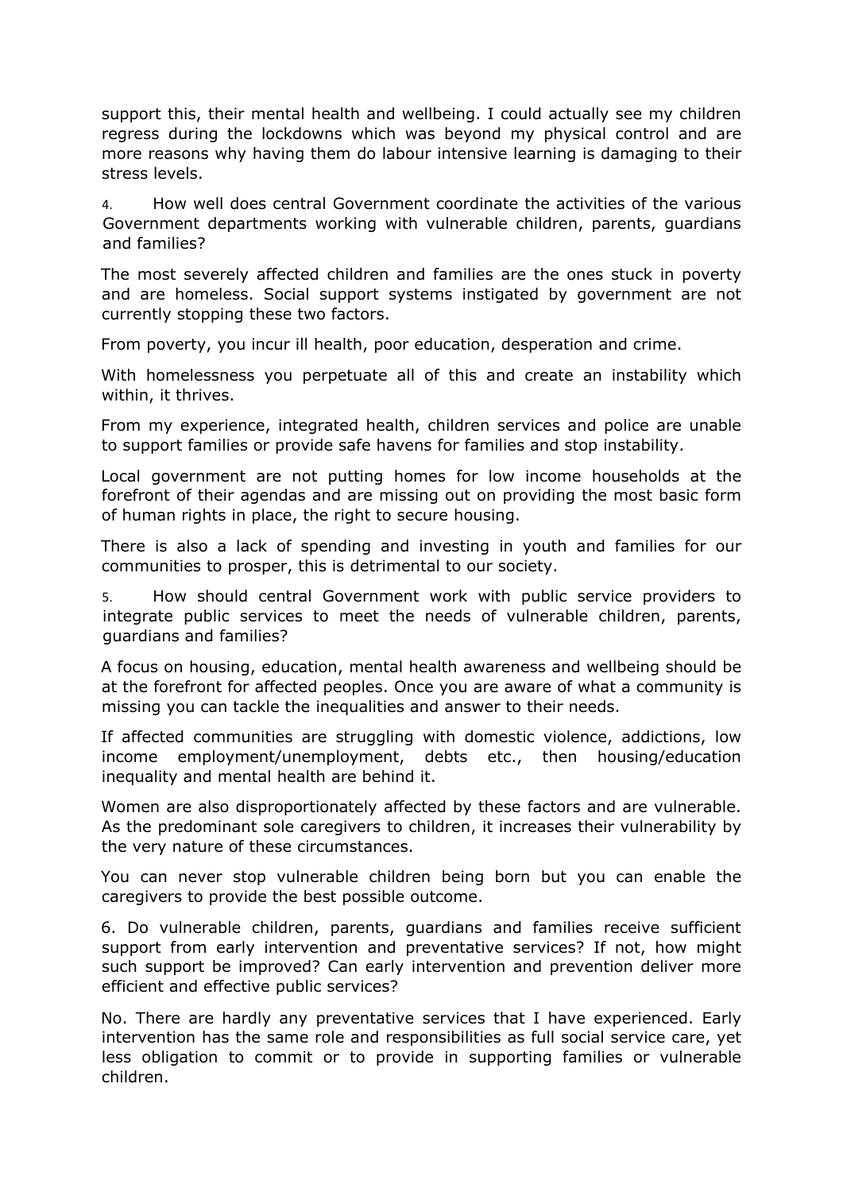support this, their mental health and wellbeing. I could actually see my children regress during the lockdowns which was beyond my physical control and are more reasons why having them do labour intensive learning is damaging to their stress levels.

4. How well does central Government coordinate the activities of the various Government departments working with vulnerable children, parents, guardians and families?

The most severely affected children and families are the ones stuck in poverty and are homeless. Social support systems instigated by government are not currently stopping these two factors.

From poverty, you incur ill health, poor education, desperation and crime.

With homelessness you perpetuate all of this and create an instability which within, it thrives.

From my experience, integrated health, children services and police are unable to support families or provide safe havens for families and stop instability.

Local government are not putting homes for low income households at the forefront of their agendas and are missing out on providing the most basic form of human rights in place, the right to secure housing.

There is also a lack of spending and investing in youth and families for our communities to prosper, this is detrimental to our society.

5. How should central Government work with public service providers to integrate public services to meet the needs of vulnerable children, parents, guardians and families?

A focus on housing, education, mental health awareness and wellbeing should be at the forefront for affected peoples. Once you are aware of what a community is missing you can tackle the inequalities and answer to their needs.

If affected communities are struggling with domestic violence, addictions, low income employment/unemployment, debts etc., then housing/education inequality and mental health are behind it.

Women are also disproportionately affected by these factors and are vulnerable. As the predominant sole caregivers to children, it increases their vulnerability by the very nature of these circumstances.

You can never stop vulnerable children being born but you can enable the caregivers to provide the best possible outcome.

6. Do vulnerable children, parents, guardians and families receive sufficient support from early intervention and preventative services? If not, how might such support be improved? Can early intervention and prevention deliver more efficient and effective public services?

No. There are hardly any preventative services that I have experienced. Early intervention has the same role and responsibilities as full social service care, yet less obligation to commit or to provide in supporting families or vulnerable children.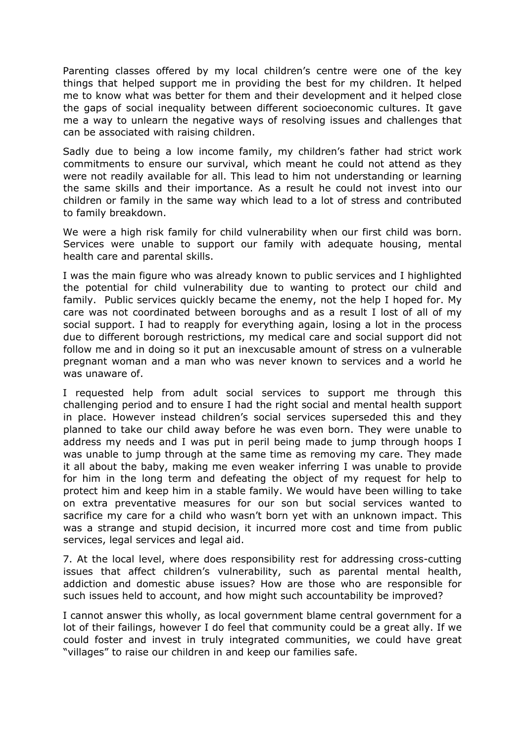Parenting classes offered by my local children's centre were one of the key things that helped support me in providing the best for my children. It helped me to know what was better for them and their development and it helped close the gaps of social inequality between different socioeconomic cultures. It gave me a way to unlearn the negative ways of resolving issues and challenges that can be associated with raising children.

Sadly due to being a low income family, my children's father had strict work commitments to ensure our survival, which meant he could not attend as they were not readily available for all. This lead to him not understanding or learning the same skills and their importance. As a result he could not invest into our children or family in the same way which lead to a lot of stress and contributed to family breakdown.

We were a high risk family for child vulnerability when our first child was born. Services were unable to support our family with adequate housing, mental health care and parental skills.

I was the main figure who was already known to public services and I highlighted the potential for child vulnerability due to wanting to protect our child and family. Public services quickly became the enemy, not the help I hoped for. My care was not coordinated between boroughs and as a result I lost of all of my social support. I had to reapply for everything again, losing a lot in the process due to different borough restrictions, my medical care and social support did not follow me and in doing so it put an inexcusable amount of stress on a vulnerable pregnant woman and a man who was never known to services and a world he was unaware of.

I requested help from adult social services to support me through this challenging period and to ensure I had the right social and mental health support in place. However instead children's social services superseded this and they planned to take our child away before he was even born. They were unable to address my needs and I was put in peril being made to jump through hoops I was unable to jump through at the same time as removing my care. They made it all about the baby, making me even weaker inferring I was unable to provide for him in the long term and defeating the object of my request for help to protect him and keep him in a stable family. We would have been willing to take on extra preventative measures for our son but social services wanted to sacrifice my care for a child who wasn't born yet with an unknown impact. This was a strange and stupid decision, it incurred more cost and time from public services, legal services and legal aid.

7. At the local level, where does responsibility rest for addressing cross-cutting issues that affect children's vulnerability, such as parental mental health, addiction and domestic abuse issues? How are those who are responsible for such issues held to account, and how might such accountability be improved?

I cannot answer this wholly, as local government blame central government for a lot of their failings, however I do feel that community could be a great ally. If we could foster and invest in truly integrated communities, we could have great "villages" to raise our children in and keep our families safe.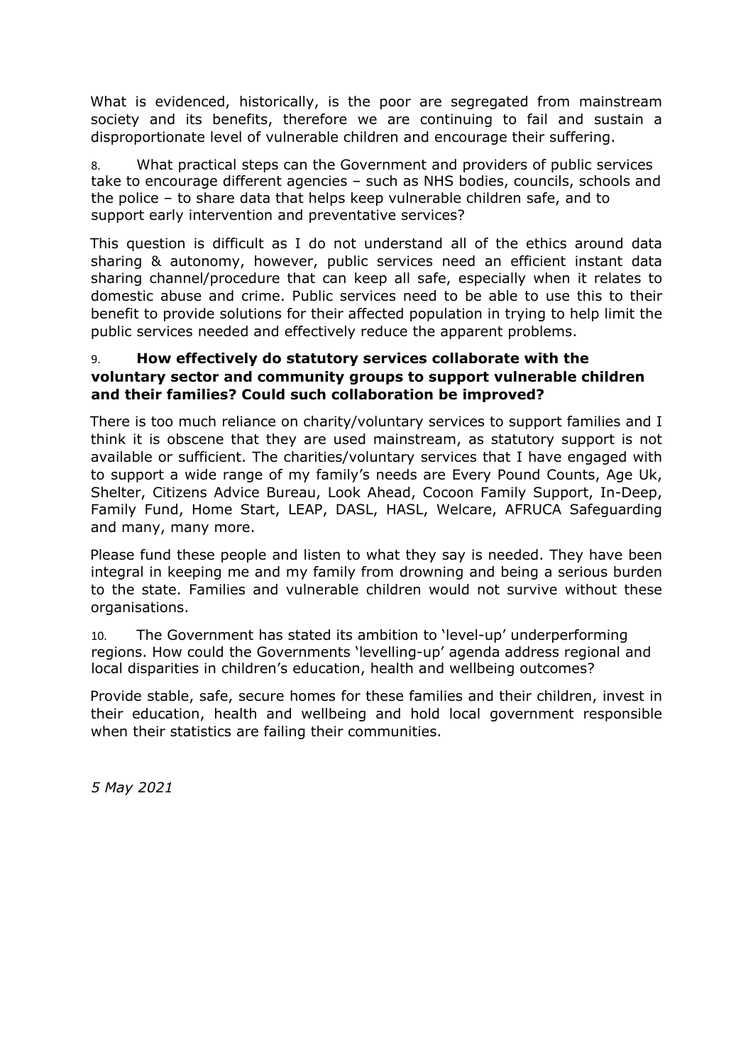What is evidenced, historically, is the poor are segregated from mainstream society and its benefits, therefore we are continuing to fail and sustain a disproportionate level of vulnerable children and encourage their suffering.

8. What practical steps can the Government and providers of public services take to encourage different agencies – such as NHS bodies, councils, schools and the police – to share data that helps keep vulnerable children safe, and to support early intervention and preventative services?

This question is difficult as I do not understand all of the ethics around data sharing & autonomy, however, public services need an efficient instant data sharing channel/procedure that can keep all safe, especially when it relates to domestic abuse and crime. Public services need to be able to use this to their benefit to provide solutions for their affected population in trying to help limit the public services needed and effectively reduce the apparent problems.

9. **How effectively do statutory services collaborate with the voluntary sector and community groups to support vulnerable children and their families? Could such collaboration be improved?**

There is too much reliance on charity/voluntary services to support families and I think it is obscene that they are used mainstream, as statutory support is not available or sufficient. The charities/voluntary services that I have engaged with to support a wide range of my family's needs are Every Pound Counts, Age Uk, Shelter, Citizens Advice Bureau, Look Ahead, Cocoon Family Support, In-Deep, Family Fund, Home Start, LEAP, DASL, HASL, Welcare, AFRUCA Safeguarding and many, many more.

Please fund these people and listen to what they say is needed. They have been integral in keeping me and my family from drowning and being a serious burden to the state. Families and vulnerable children would not survive without these organisations.

10. The Government has stated its ambition to 'level-up' underperforming regions. How could the Governments 'levelling-up' agenda address regional and local disparities in children's education, health and wellbeing outcomes?

Provide stable, safe, secure homes for these families and their children, invest in their education, health and wellbeing and hold local government responsible when their statistics are failing their communities.

*5 May 2021*